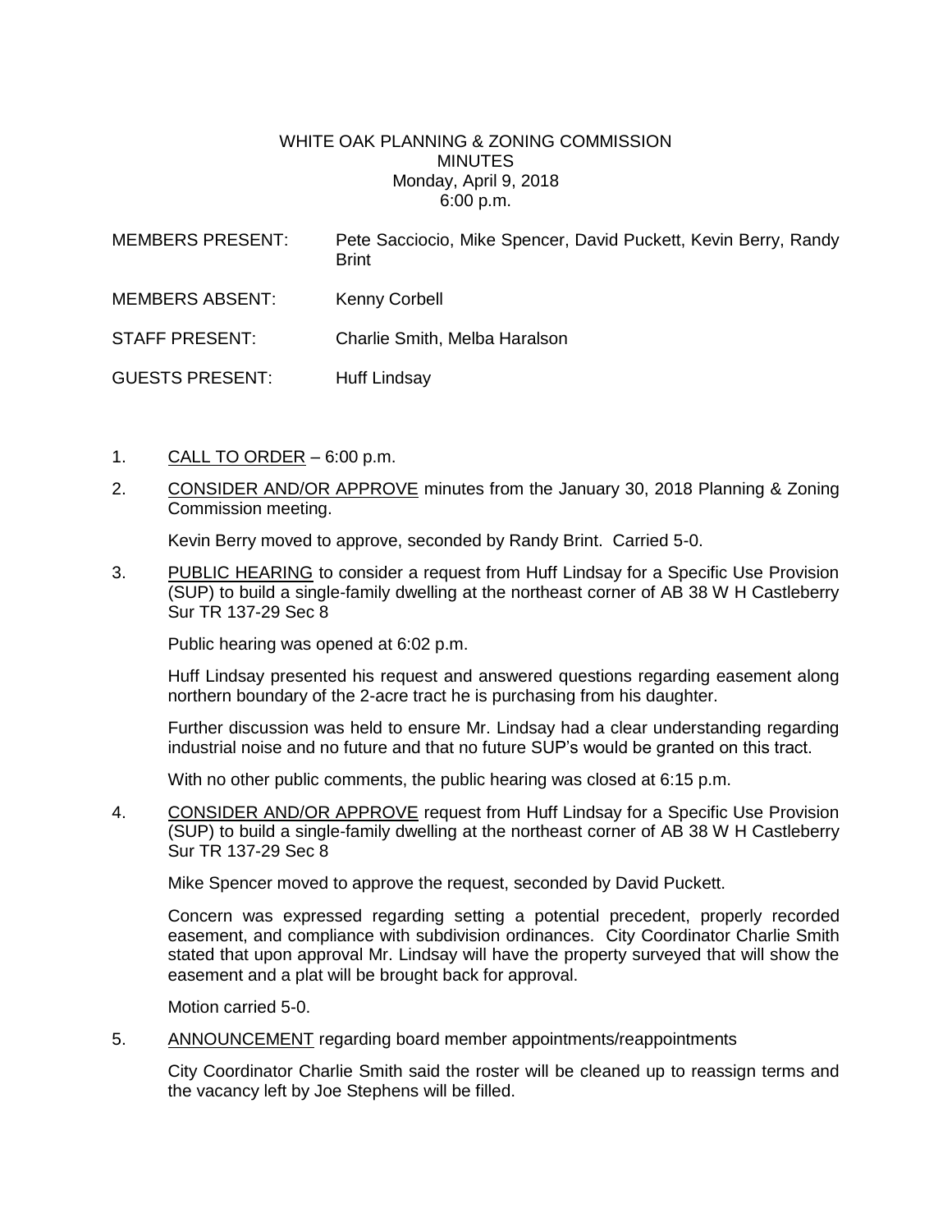WHITE OAK PLANNING & ZONING COMMISSION
MINUTES
Monday, April 9, 2018
6:00 p.m.

MEMBERS PRESENT: Pete Sacciocio, Mike Spencer, David Puckett, Kevin Berry, Randy Brint

MEMBERS ABSENT: Kenny Corbell

STAFF PRESENT: Charlie Smith, Melba Haralson

GUESTS PRESENT: Huff Lindsay

1. CALL TO ORDER – 6:00 p.m.

2. CONSIDER AND/OR APPROVE minutes from the January 30, 2018 Planning & Zoning Commission meeting.

   Kevin Berry moved to approve, seconded by Randy Brint. Carried 5-0.

3. PUBLIC HEARING to consider a request from Huff Lindsay for a Specific Use Provision (SUP) to build a single-family dwelling at the northeast corner of AB 38 W H Castleberry Sur TR 137-29 Sec 8

   Public hearing was opened at 6:02 p.m.

   Huff Lindsay presented his request and answered questions regarding easement along northern boundary of the 2-acre tract he is purchasing from his daughter.

   Further discussion was held to ensure Mr. Lindsay had a clear understanding regarding industrial noise and no future and that no future SUP's would be granted on this tract.

   With no other public comments, the public hearing was closed at 6:15 p.m.

4. CONSIDER AND/OR APPROVE request from Huff Lindsay for a Specific Use Provision (SUP) to build a single-family dwelling at the northeast corner of AB 38 W H Castleberry Sur TR 137-29 Sec 8

   Mike Spencer moved to approve the request, seconded by David Puckett.

   Concern was expressed regarding setting a potential precedent, properly recorded easement, and compliance with subdivision ordinances. City Coordinator Charlie Smith stated that upon approval Mr. Lindsay will have the property surveyed that will show the easement and a plat will be brought back for approval.

   Motion carried 5-0.

5. ANNOUNCEMENT regarding board member appointments/reappointments

   City Coordinator Charlie Smith said the roster will be cleaned up to reassign terms and the vacancy left by Joe Stephens will be filled.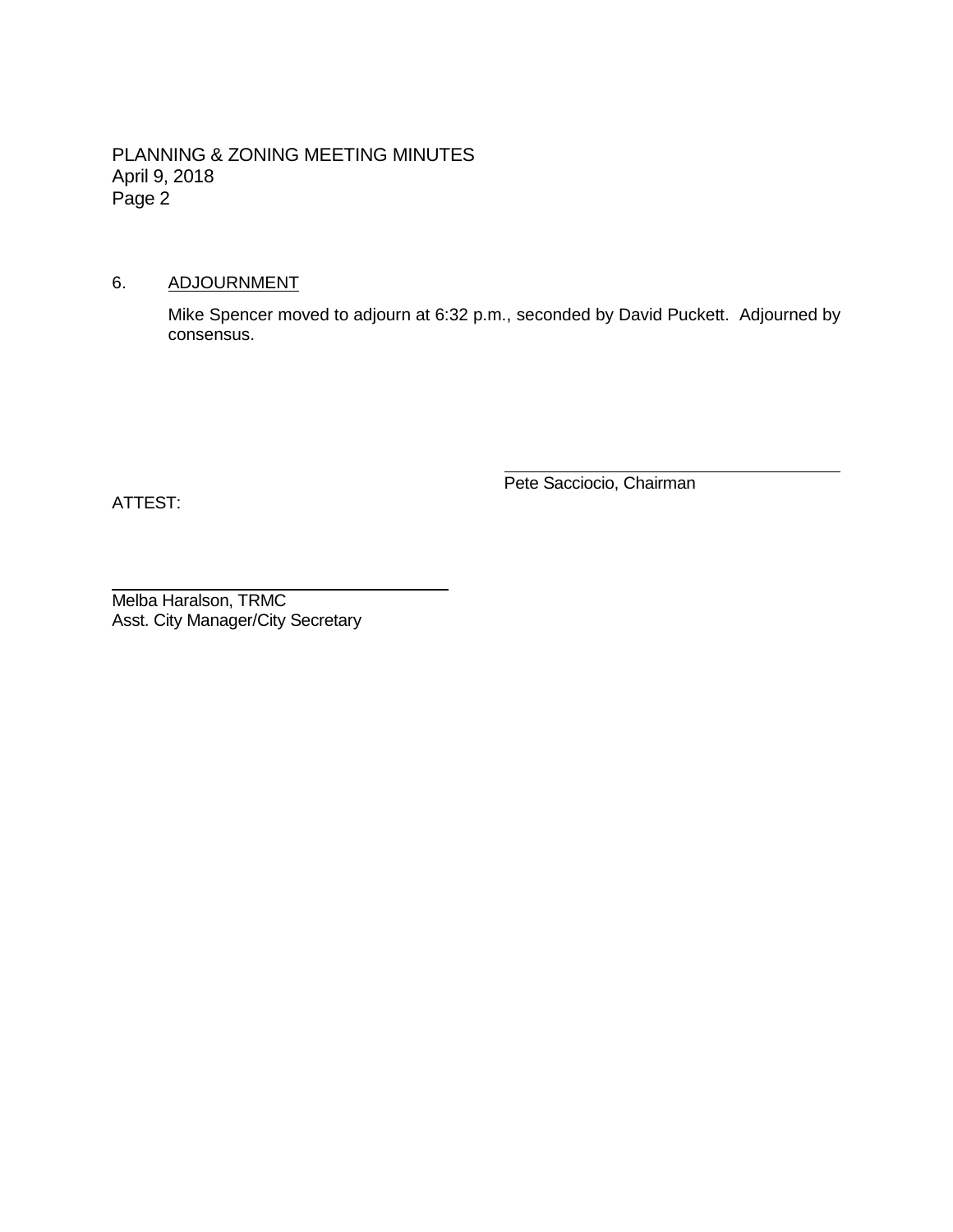PLANNING & ZONING MEETING MINUTES
April 9, 2018
Page 2

6. ADJOURNMENT

Mike Spencer moved to adjourn at 6:32 p.m., seconded by David Puckett. Adjourned by consensus.

Pete Sacciocio, Chairman

ATTEST:

Melba Haralson, TRMC
Asst. City Manager/City Secretary